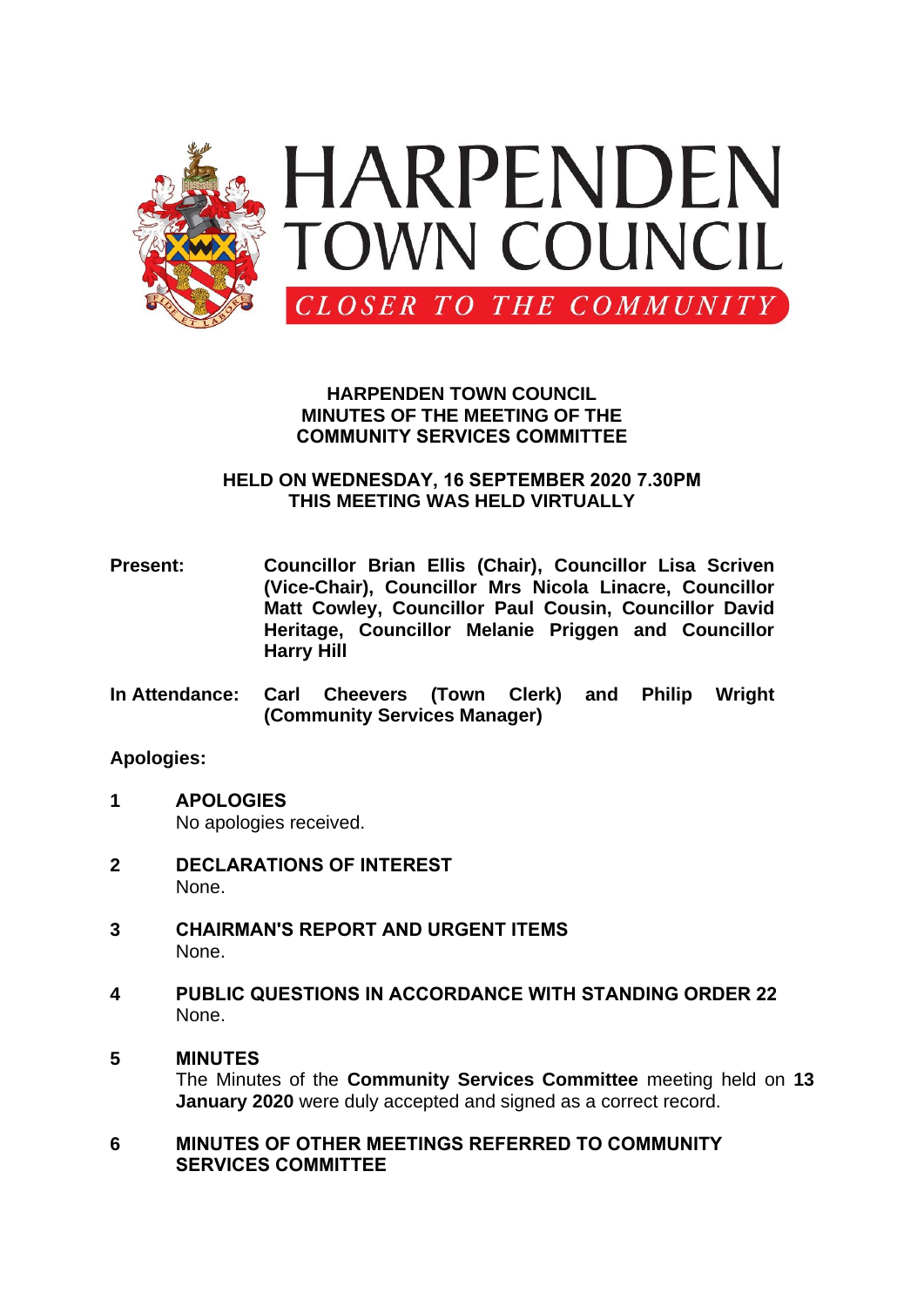HARPENDEN TOWN COUNCIL

*CLOSER TO THE COMMUNITY*

# HARPENDEN TOWN COUNCIL
# MINUTES OF THE MEETING OF THE COMMUNITY SERVICES COMMITTEE

## HELD ON WEDNESDAY, 16 SEPTEMBER 2020 7.30PM
## THIS MEETING WAS HELD VIRTUALLY

**Present:** **Councillor Brian Ellis (Chair), Councillor Lisa Scriven (Vice-Chair), Councillor Mrs Nicola Linacre, Councillor Matt Cowley, Councillor Paul Cousin, Councillor David Heritage, Councillor Melanie Priggen and Councillor Harry Hill**

**In Attendance:** **Carl Cheevers (Town Clerk) and Philip Wright (Community Services Manager)**

**Apologies:**

**1 APOLOGIES**

No apologies received.

**2 DECLARATIONS OF INTEREST**

None.

**3 CHAIRMAN'S REPORT AND URGENT ITEMS**

None.

**4 PUBLIC QUESTIONS IN ACCORDANCE WITH STANDING ORDER 22**

None.

**5 MINUTES**

The Minutes of the **Community Services Committee** meeting held on **13 January 2020** were duly accepted and signed as a correct record.

**6 MINUTES OF OTHER MEETINGS REFERRED TO COMMUNITY SERVICES COMMITTEE**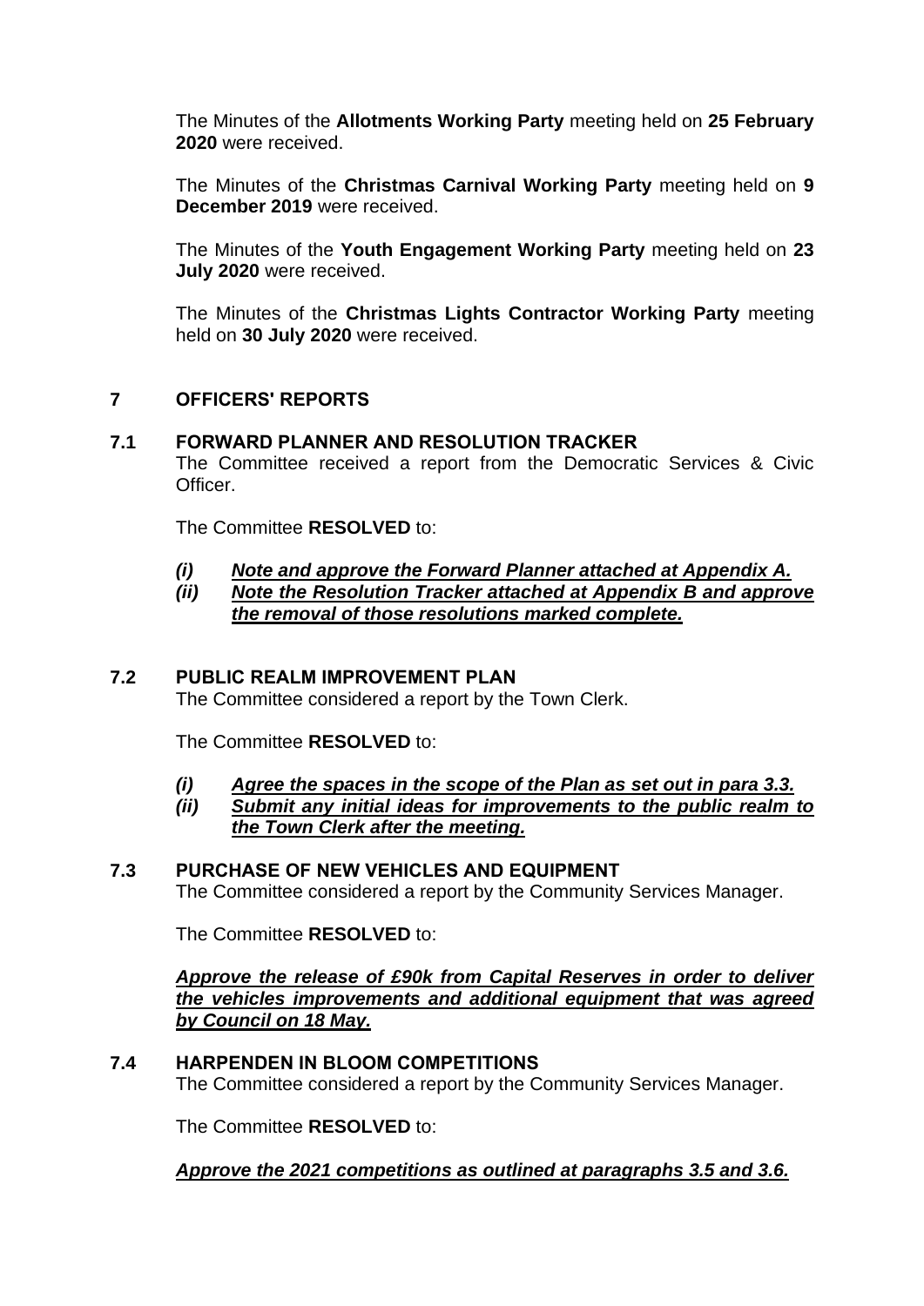The Minutes of the **Allotments Working Party** meeting held on **25 February 2020** were received.

The Minutes of the **Christmas Carnival Working Party** meeting held on **9 December 2019** were received.

The Minutes of the **Youth Engagement Working Party** meeting held on **23 July 2020** were received.

The Minutes of the **Christmas Lights Contractor Working Party** meeting held on **30 July 2020** were received.

## 7 OFFICERS' REPORTS

### 7.1 FORWARD PLANNER AND RESOLUTION TRACKER

The Committee received a report from the Democratic Services & Civic Officer.

The Committee **RESOLVED** to:

- ***(i) Note and approve the Forward Planner attached at Appendix A.***
- ***(ii) Note the Resolution Tracker attached at Appendix B and approve the removal of those resolutions marked complete.***

### 7.2 PUBLIC REALM IMPROVEMENT PLAN

The Committee considered a report by the Town Clerk.

The Committee **RESOLVED** to:

- ***(i) Agree the spaces in the scope of the Plan as set out in para 3.3.***
- ***(ii) Submit any initial ideas for improvements to the public realm to the Town Clerk after the meeting.***

### 7.3 PURCHASE OF NEW VEHICLES AND EQUIPMENT

The Committee considered a report by the Community Services Manager.

The Committee **RESOLVED** to:

***Approve the release of £90k from Capital Reserves in order to deliver the vehicles improvements and additional equipment that was agreed by Council on 18 May.***

### 7.4 HARPENDEN IN BLOOM COMPETITIONS

The Committee considered a report by the Community Services Manager.

The Committee **RESOLVED** to:

***Approve the 2021 competitions as outlined at paragraphs 3.5 and 3.6.***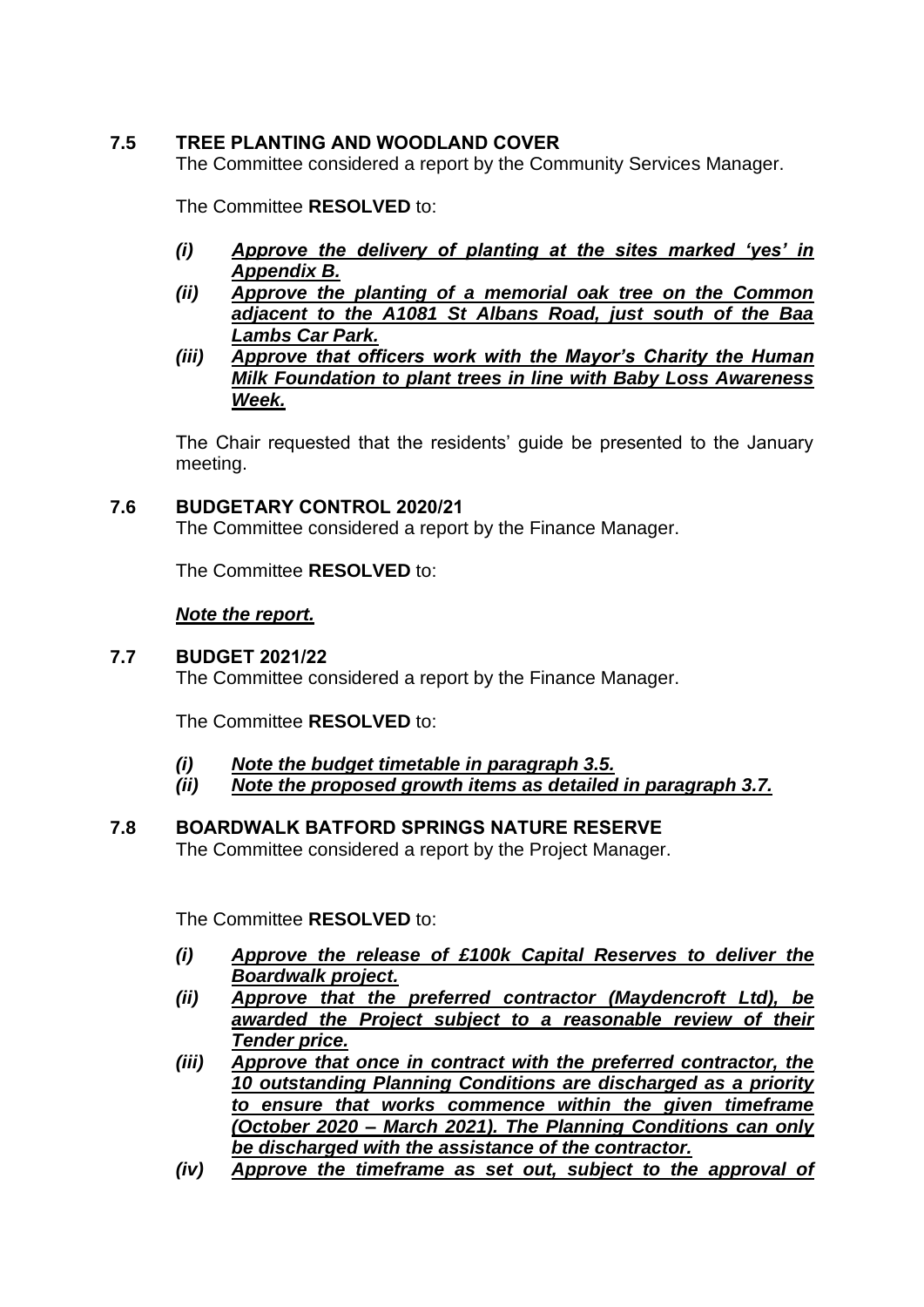### 7.5 TREE PLANTING AND WOODLAND COVER

The Committee considered a report by the Community Services Manager.

The Committee **RESOLVED** to:

- ***(i) Approve the delivery of planting at the sites marked 'yes' in Appendix B.***
- ***(ii) Approve the planting of a memorial oak tree on the Common adjacent to the A1081 St Albans Road, just south of the Baa Lambs Car Park.***
- ***(iii) Approve that officers work with the Mayor's Charity the Human Milk Foundation to plant trees in line with Baby Loss Awareness Week.***

The Chair requested that the residents' guide be presented to the January meeting.

### 7.6 BUDGETARY CONTROL 2020/21

The Committee considered a report by the Finance Manager.

The Committee **RESOLVED** to:

***Note the report.***

### 7.7 BUDGET 2021/22

The Committee considered a report by the Finance Manager.

The Committee **RESOLVED** to:

- ***(i) Note the budget timetable in paragraph 3.5.***
- ***(ii) Note the proposed growth items as detailed in paragraph 3.7.***

### 7.8 BOARDWALK BATFORD SPRINGS NATURE RESERVE

The Committee considered a report by the Project Manager.

The Committee **RESOLVED** to:

- ***(i) Approve the release of £100k Capital Reserves to deliver the Boardwalk project.***
- ***(ii) Approve that the preferred contractor (Maydencroft Ltd), be awarded the Project subject to a reasonable review of their Tender price.***
- ***(iii) Approve that once in contract with the preferred contractor, the 10 outstanding Planning Conditions are discharged as a priority to ensure that works commence within the given timeframe (October 2020 – March 2021). The Planning Conditions can only be discharged with the assistance of the contractor.***
- ***(iv) Approve the timeframe as set out, subject to the approval of***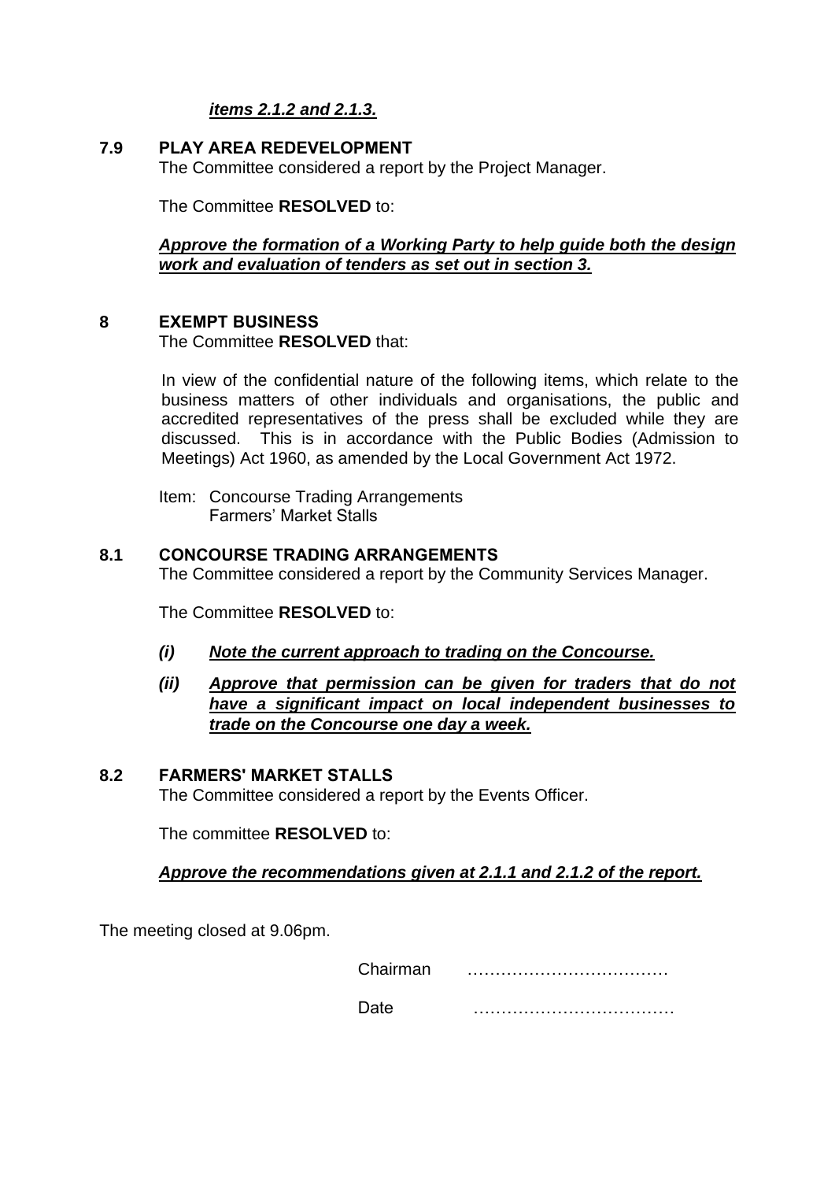***items 2.1.2 and 2.1.3.***

### 7.9 PLAY AREA REDEVELOPMENT

The Committee considered a report by the Project Manager.

The Committee **RESOLVED** to:

***Approve the formation of a Working Party to help guide both the design work and evaluation of tenders as set out in section 3.***

## 8 EXEMPT BUSINESS

The Committee **RESOLVED** that:

In view of the confidential nature of the following items, which relate to the business matters of other individuals and organisations, the public and accredited representatives of the press shall be excluded while they are discussed. This is in accordance with the Public Bodies (Admission to Meetings) Act 1960, as amended by the Local Government Act 1972.

Item: Concourse Trading Arrangements
Farmers' Market Stalls

### 8.1 CONCOURSE TRADING ARRANGEMENTS

The Committee considered a report by the Community Services Manager.

The Committee **RESOLVED** to:

***(i) Note the current approach to trading on the Concourse.***

***(ii) Approve that permission can be given for traders that do not have a significant impact on local independent businesses to trade on the Concourse one day a week.***

### 8.2 FARMERS' MARKET STALLS

The Committee considered a report by the Events Officer.

The committee **RESOLVED** to:

***Approve the recommendations given at 2.1.1 and 2.1.2 of the report.***

The meeting closed at 9.06pm.

Chairman ………………………………

Date ………………………………